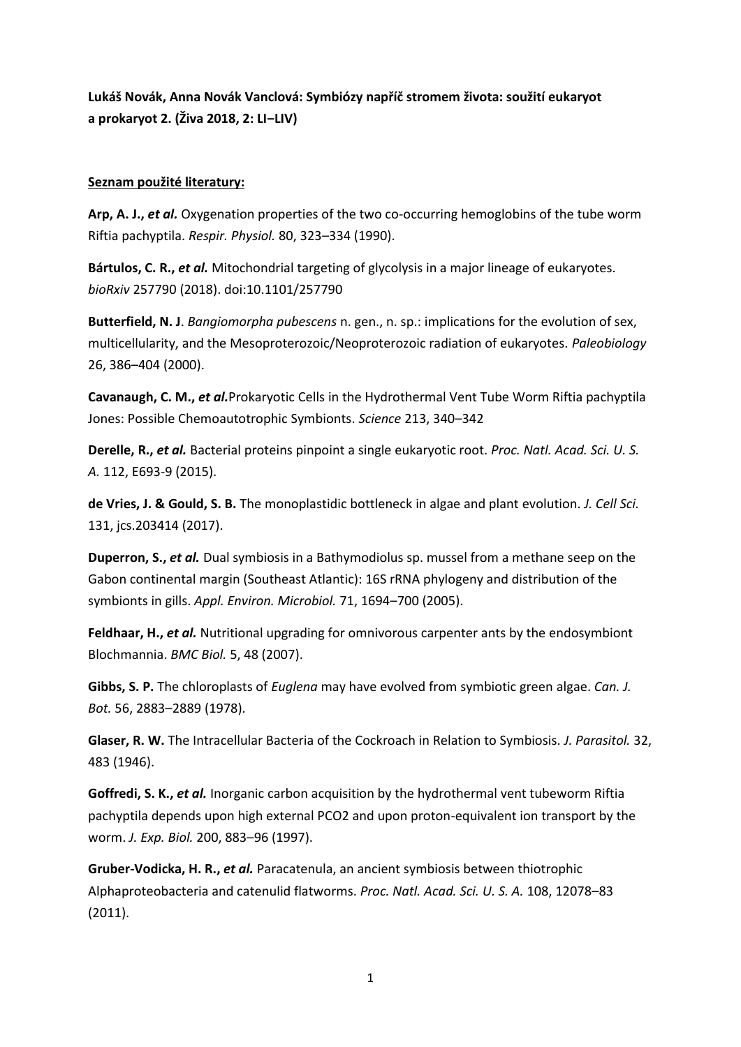**Lukáš Novák, Anna Novák Vanclová: Symbiózy napříč stromem života: soužití eukaryot a prokaryot 2. (Živa 2018, 2: LI–LIV)**

**Seznam použité literatury:**

**Arp, A. J.,** ***et al.*** Oxygenation properties of the two co-occurring hemoglobins of the tube worm Riftia pachyptila. *Respir. Physiol.* 80, 323–334 (1990).

**Bártulos, C. R.,** ***et al.*** Mitochondrial targeting of glycolysis in a major lineage of eukaryotes. *bioRxiv* 257790 (2018). doi:10.1101/257790

**Butterfield, N. J**. *Bangiomorpha pubescens* n. gen., n. sp.: implications for the evolution of sex, multicellularity, and the Mesoproterozoic/Neoproterozoic radiation of eukaryotes. *Paleobiology* 26, 386–404 (2000).

**Cavanaugh, C. M.,** ***et al.***Prokaryotic Cells in the Hydrothermal Vent Tube Worm Riftia pachyptila Jones: Possible Chemoautotrophic Symbionts. *Science* 213, 340–342

**Derelle, R.,** ***et al.*** Bacterial proteins pinpoint a single eukaryotic root. *Proc. Natl. Acad. Sci. U. S. A.* 112, E693-9 (2015).

**de Vries, J. & Gould, S. B.** The monoplastidic bottleneck in algae and plant evolution. *J. Cell Sci.* 131, jcs.203414 (2017).

**Duperron, S.,** ***et al.*** Dual symbiosis in a Bathymodiolus sp. mussel from a methane seep on the Gabon continental margin (Southeast Atlantic): 16S rRNA phylogeny and distribution of the symbionts in gills. *Appl. Environ. Microbiol.* 71, 1694–700 (2005).

**Feldhaar, H.,** ***et al.*** Nutritional upgrading for omnivorous carpenter ants by the endosymbiont Blochmannia. *BMC Biol.* 5, 48 (2007).

**Gibbs, S. P.** The chloroplasts of *Euglena* may have evolved from symbiotic green algae. *Can. J. Bot.* 56, 2883–2889 (1978).

**Glaser, R. W.** The Intracellular Bacteria of the Cockroach in Relation to Symbiosis. *J. Parasitol.* 32, 483 (1946).

**Goffredi, S. K.,** ***et al.*** Inorganic carbon acquisition by the hydrothermal vent tubeworm Riftia pachyptila depends upon high external PCO2 and upon proton-equivalent ion transport by the worm. *J. Exp. Biol.* 200, 883–96 (1997).

**Gruber-Vodicka, H. R.,** ***et al.*** Paracatenula, an ancient symbiosis between thiotrophic Alphaproteobacteria and catenulid flatworms. *Proc. Natl. Acad. Sci. U. S. A.* 108, 12078–83 (2011).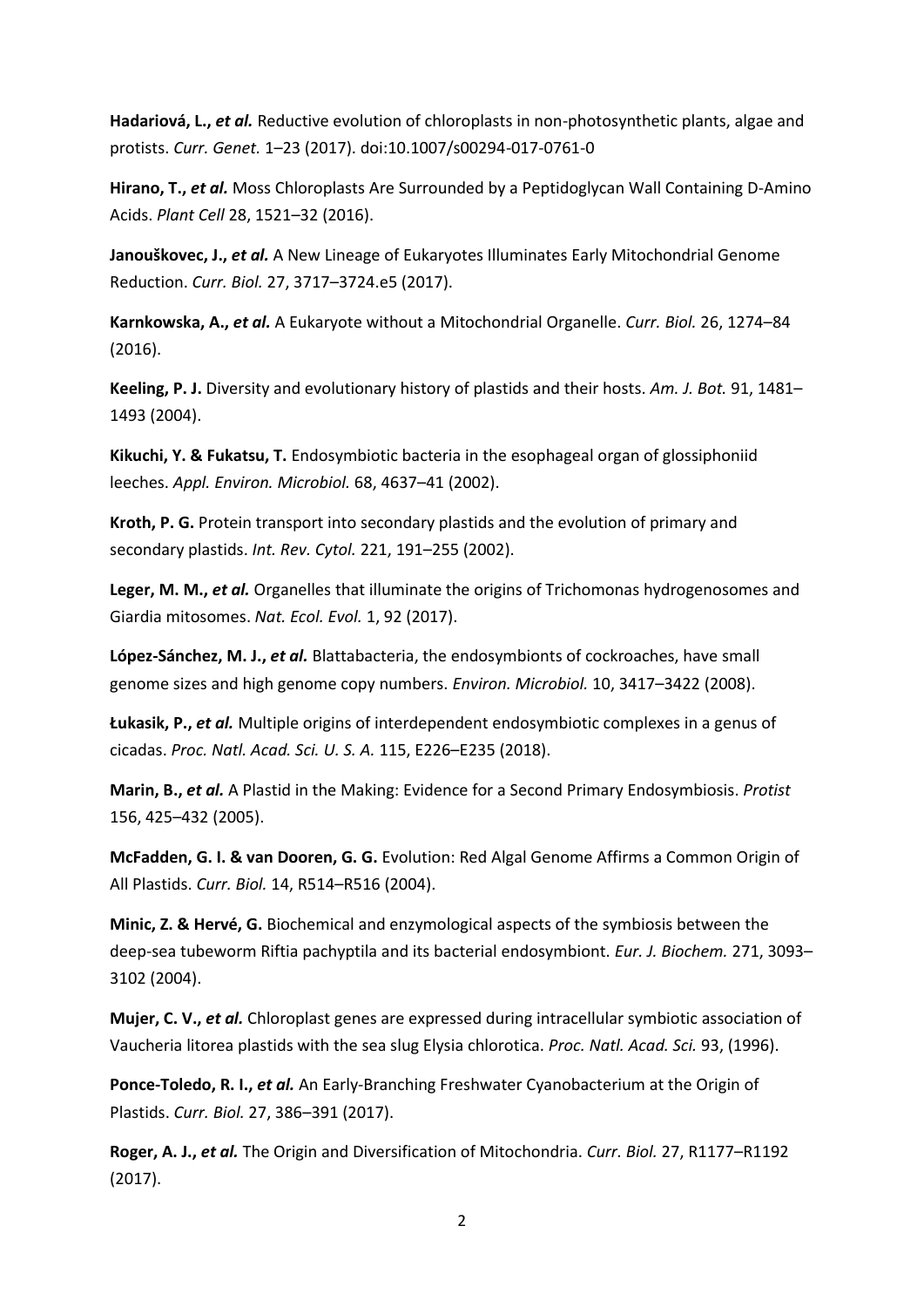**Hadariová, L.,** ***et al.*** Reductive evolution of chloroplasts in non-photosynthetic plants, algae and protists. *Curr. Genet.* 1–23 (2017). doi:10.1007/s00294-017-0761-0

**Hirano, T.,** ***et al.*** Moss Chloroplasts Are Surrounded by a Peptidoglycan Wall Containing D-Amino Acids. *Plant Cell* 28, 1521–32 (2016).

**Janouškovec, J.,** ***et al.*** A New Lineage of Eukaryotes Illuminates Early Mitochondrial Genome Reduction. *Curr. Biol.* 27, 3717–3724.e5 (2017).

**Karnkowska, A.,** ***et al.*** A Eukaryote without a Mitochondrial Organelle. *Curr. Biol.* 26, 1274–84 (2016).

**Keeling, P. J.** Diversity and evolutionary history of plastids and their hosts. *Am. J. Bot.* 91, 1481–1493 (2004).

**Kikuchi, Y. & Fukatsu, T.** Endosymbiotic bacteria in the esophageal organ of glossiphoniid leeches. *Appl. Environ. Microbiol.* 68, 4637–41 (2002).

**Kroth, P. G.** Protein transport into secondary plastids and the evolution of primary and secondary plastids. *Int. Rev. Cytol.* 221, 191–255 (2002).

**Leger, M. M.,** ***et al.*** Organelles that illuminate the origins of Trichomonas hydrogenosomes and Giardia mitosomes. *Nat. Ecol. Evol.* 1, 92 (2017).

**López-Sánchez, M. J.,** ***et al.*** Blattabacteria, the endosymbionts of cockroaches, have small genome sizes and high genome copy numbers. *Environ. Microbiol.* 10, 3417–3422 (2008).

**Łukasik, P.,** ***et al.*** Multiple origins of interdependent endosymbiotic complexes in a genus of cicadas. *Proc. Natl. Acad. Sci. U. S. A.* 115, E226–E235 (2018).

**Marin, B.,** ***et al.*** A Plastid in the Making: Evidence for a Second Primary Endosymbiosis. *Protist* 156, 425–432 (2005).

**McFadden, G. I. & van Dooren, G. G.** Evolution: Red Algal Genome Affirms a Common Origin of All Plastids. *Curr. Biol.* 14, R514–R516 (2004).

**Minic, Z. & Hervé, G.** Biochemical and enzymological aspects of the symbiosis between the deep-sea tubeworm Riftia pachyptila and its bacterial endosymbiont. *Eur. J. Biochem.* 271, 3093–3102 (2004).

**Mujer, C. V.,** ***et al.*** Chloroplast genes are expressed during intracellular symbiotic association of Vaucheria litorea plastids with the sea slug Elysia chlorotica. *Proc. Natl. Acad. Sci.* 93, (1996).

**Ponce-Toledo, R. I.,** ***et al.*** An Early-Branching Freshwater Cyanobacterium at the Origin of Plastids. *Curr. Biol.* 27, 386–391 (2017).

**Roger, A. J.,** ***et al.*** The Origin and Diversification of Mitochondria. *Curr. Biol.* 27, R1177–R1192 (2017).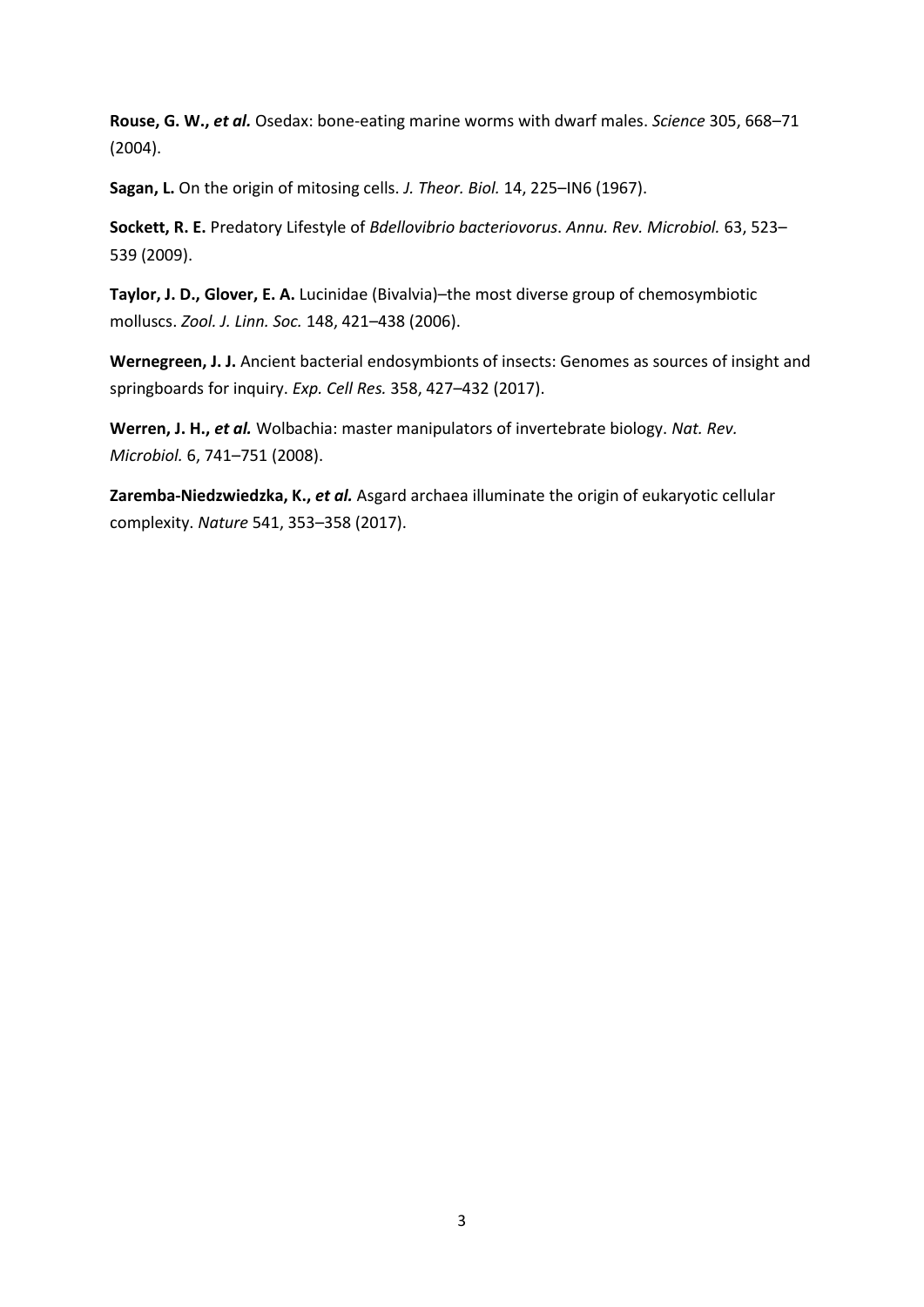**Rouse, G. W., *et al.*** Osedax: bone-eating marine worms with dwarf males. *Science* 305, 668–71 (2004).

**Sagan, L.** On the origin of mitosing cells. *J. Theor. Biol.* 14, 225–IN6 (1967).

**Sockett, R. E.** Predatory Lifestyle of *Bdellovibrio bacteriovorus*. *Annu. Rev. Microbiol.* 63, 523–539 (2009).

**Taylor, J. D., Glover, E. A.** Lucinidae (Bivalvia)–the most diverse group of chemosymbiotic molluscs. *Zool. J. Linn. Soc.* 148, 421–438 (2006).

**Wernegreen, J. J.** Ancient bacterial endosymbionts of insects: Genomes as sources of insight and springboards for inquiry. *Exp. Cell Res.* 358, 427–432 (2017).

**Werren, J. H., *et al.*** Wolbachia: master manipulators of invertebrate biology. *Nat. Rev. Microbiol.* 6, 741–751 (2008).

**Zaremba-Niedzwiedzka, K., *et al.*** Asgard archaea illuminate the origin of eukaryotic cellular complexity. *Nature* 541, 353–358 (2017).